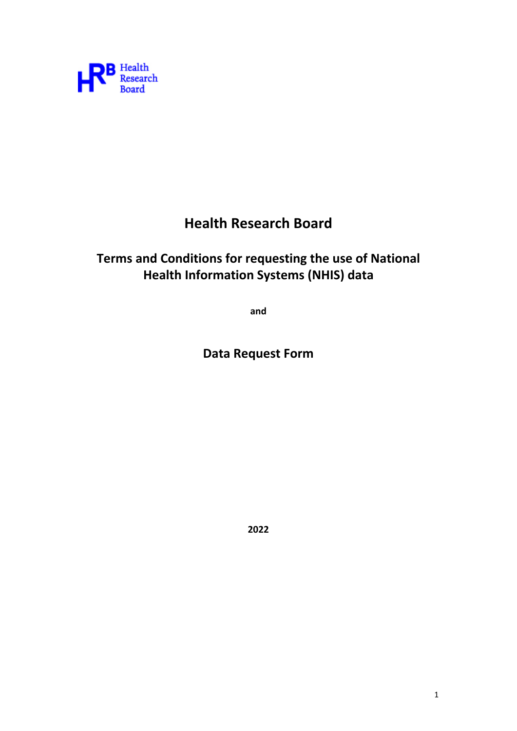Health Research Board

# Health Research Board

## Terms and Conditions for requesting the use of National Health Information Systems (NHIS) data

**and**

## Data Request Form

**2022**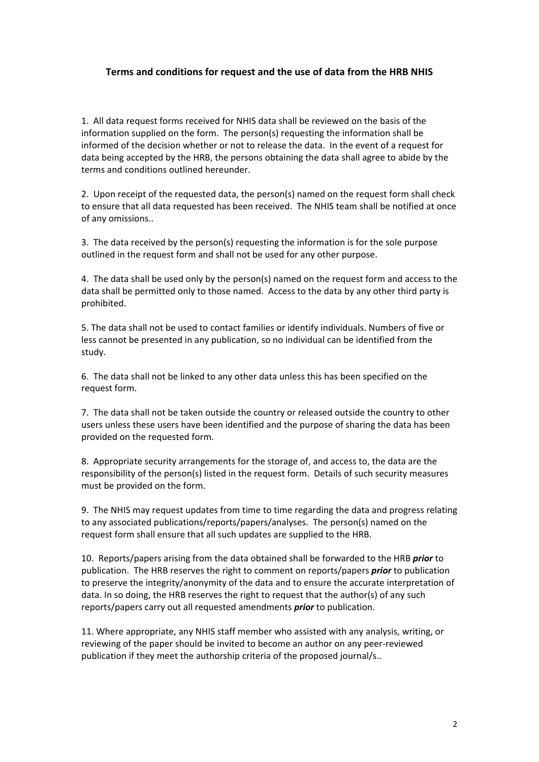### Terms and conditions for request and the use of data from the HRB NHIS

1. All data request forms received for NHIS data shall be reviewed on the basis of the information supplied on the form. The person(s) requesting the information shall be informed of the decision whether or not to release the data. In the event of a request for data being accepted by the HRB, the persons obtaining the data shall agree to abide by the terms and conditions outlined hereunder.

2. Upon receipt of the requested data, the person(s) named on the request form shall check to ensure that all data requested has been received. The NHIS team shall be notified at once of any omissions..

3. The data received by the person(s) requesting the information is for the sole purpose outlined in the request form and shall not be used for any other purpose.

4. The data shall be used only by the person(s) named on the request form and access to the data shall be permitted only to those named. Access to the data by any other third party is prohibited.

5. The data shall not be used to contact families or identify individuals. Numbers of five or less cannot be presented in any publication, so no individual can be identified from the study.

6. The data shall not be linked to any other data unless this has been specified on the request form.

7. The data shall not be taken outside the country or released outside the country to other users unless these users have been identified and the purpose of sharing the data has been provided on the requested form.

8. Appropriate security arrangements for the storage of, and access to, the data are the responsibility of the person(s) listed in the request form. Details of such security measures must be provided on the form.

9. The NHIS may request updates from time to time regarding the data and progress relating to any associated publications/reports/papers/analyses. The person(s) named on the request form shall ensure that all such updates are supplied to the HRB.

10. Reports/papers arising from the data obtained shall be forwarded to the HRB ***prior*** to publication. The HRB reserves the right to comment on reports/papers ***prior*** to publication to preserve the integrity/anonymity of the data and to ensure the accurate interpretation of data. In so doing, the HRB reserves the right to request that the author(s) of any such reports/papers carry out all requested amendments ***prior*** to publication.

11. Where appropriate, any NHIS staff member who assisted with any analysis, writing, or reviewing of the paper should be invited to become an author on any peer-reviewed publication if they meet the authorship criteria of the proposed journal/s..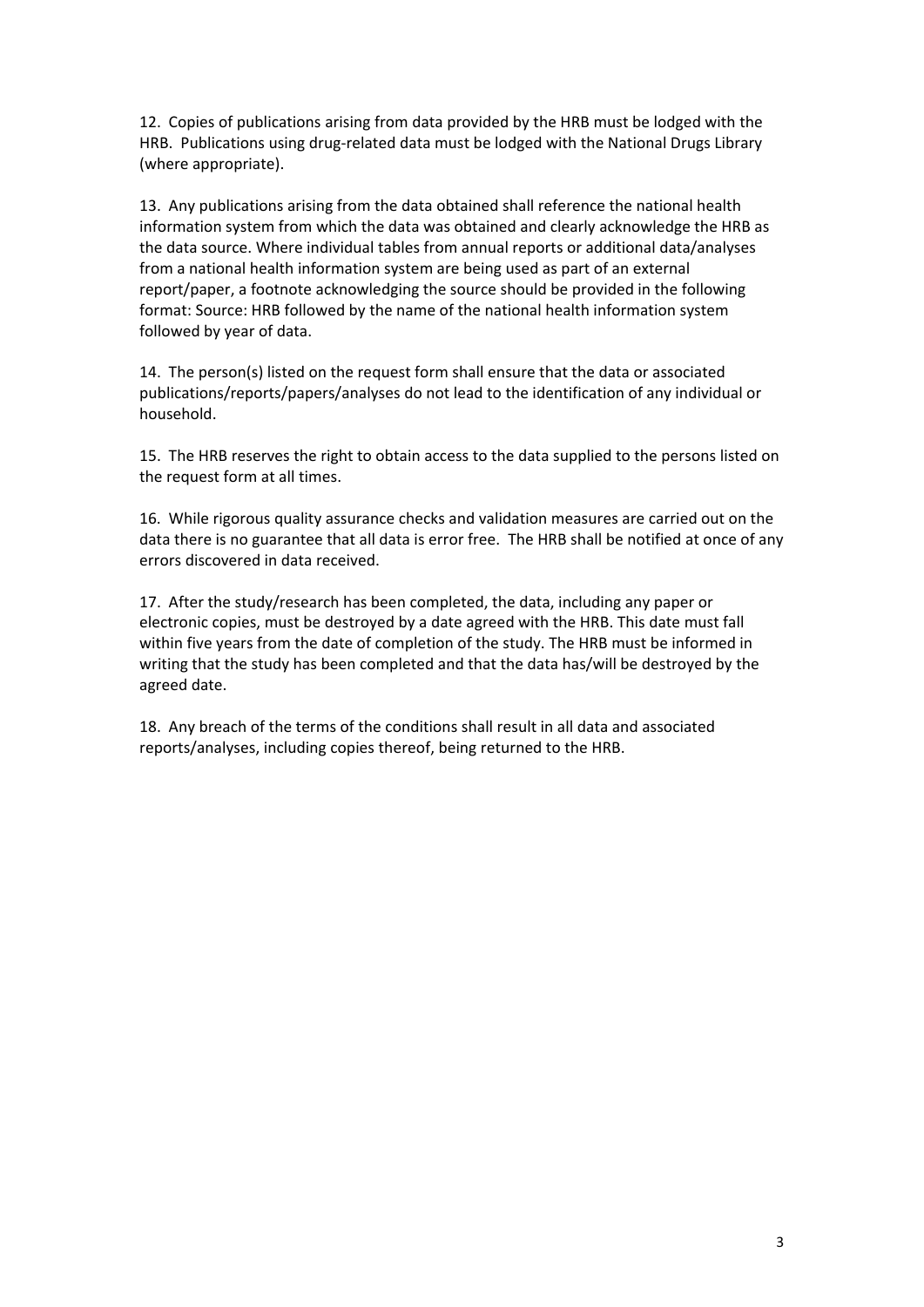12. Copies of publications arising from data provided by the HRB must be lodged with the HRB. Publications using drug-related data must be lodged with the National Drugs Library (where appropriate).

13. Any publications arising from the data obtained shall reference the national health information system from which the data was obtained and clearly acknowledge the HRB as the data source. Where individual tables from annual reports or additional data/analyses from a national health information system are being used as part of an external report/paper, a footnote acknowledging the source should be provided in the following format: Source: HRB followed by the name of the national health information system followed by year of data.

14. The person(s) listed on the request form shall ensure that the data or associated publications/reports/papers/analyses do not lead to the identification of any individual or household.

15. The HRB reserves the right to obtain access to the data supplied to the persons listed on the request form at all times.

16. While rigorous quality assurance checks and validation measures are carried out on the data there is no guarantee that all data is error free. The HRB shall be notified at once of any errors discovered in data received.

17. After the study/research has been completed, the data, including any paper or electronic copies, must be destroyed by a date agreed with the HRB. This date must fall within five years from the date of completion of the study. The HRB must be informed in writing that the study has been completed and that the data has/will be destroyed by the agreed date.

18. Any breach of the terms of the conditions shall result in all data and associated reports/analyses, including copies thereof, being returned to the HRB.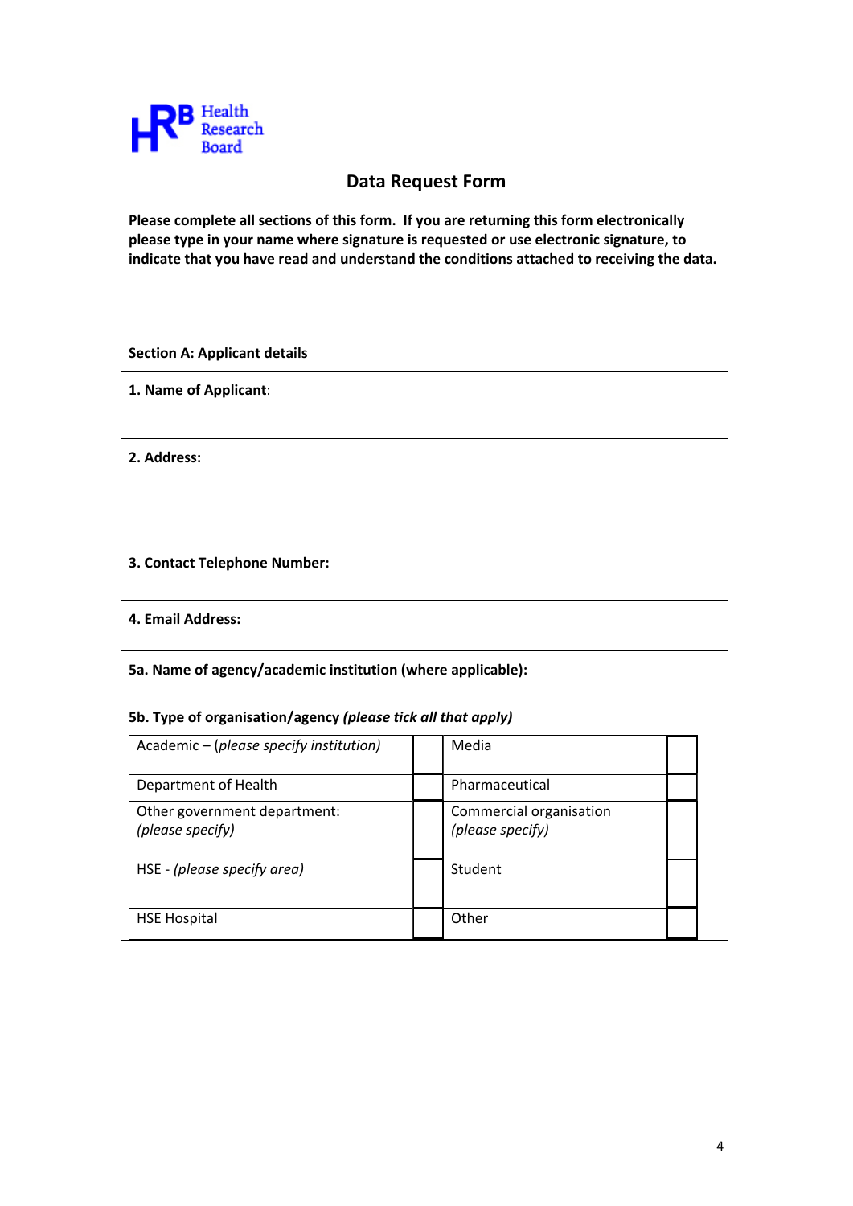Health Research Board

# Data Request Form

**Please complete all sections of this form. If you are returning this form electronically please type in your name where signature is requested or use electronic signature, to indicate that you have read and understand the conditions attached to receiving the data.**

**Section A: Applicant details**

**1. Name of Applicant**:

**2. Address:**

**3. Contact Telephone Number:**

**4. Email Address:**

**5a. Name of agency/academic institution (where applicable):**

**5b. Type of organisation/agency *(please tick all that apply)***

| | | | |
|---|---|---|---|
| Academic – (*please specify institution)* | | Media | |
| Department of Health | | Pharmaceutical | |
| Other government department: *(please specify)* | | Commercial organisation *(please specify)* | |
| HSE - *(please specify area)* | | Student | |
| HSE Hospital | | Other | |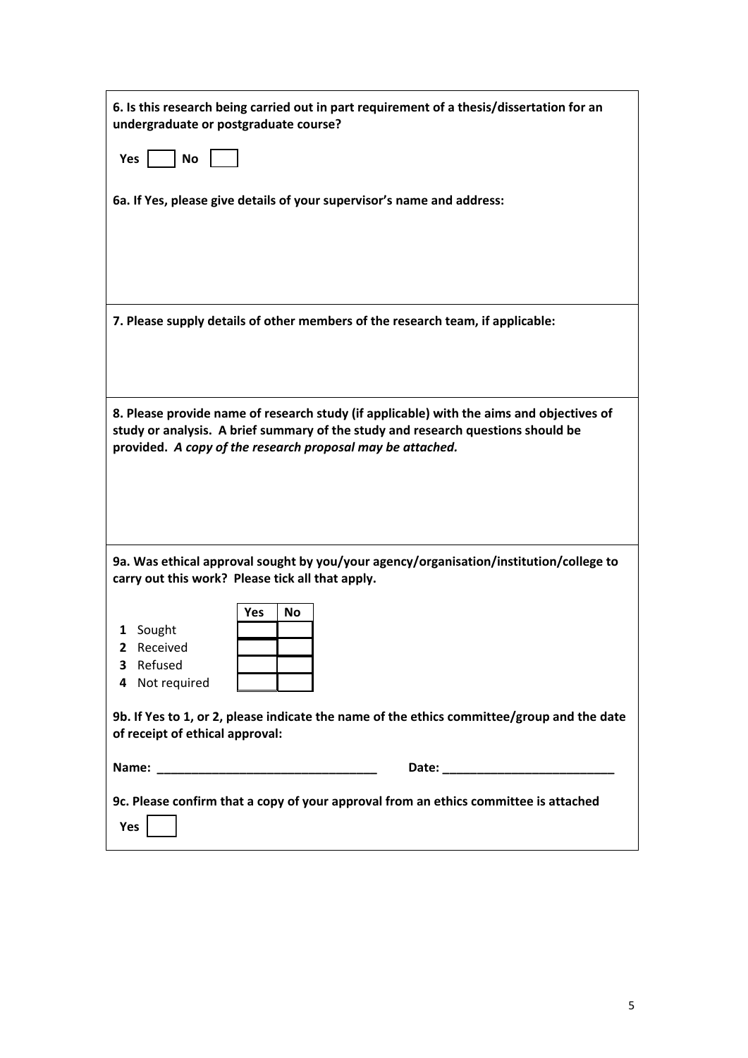**6. Is this research being carried out in part requirement of a thesis/dissertation for an undergraduate or postgraduate course?**

**Yes** ☐ **No** ☐

**6a. If Yes, please give details of your supervisor's name and address:**

**7. Please supply details of other members of the research team, if applicable:**

**8. Please provide name of research study (if applicable) with the aims and objectives of study or analysis. A brief summary of the study and research questions should be provided.** ***A copy of the research proposal may be attached.***

**9a. Was ethical approval sought by you/your agency/organisation/institution/college to carry out this work? Please tick all that apply.**

| | | Yes | No |
|---|---|---|---|
| **1** | Sought | | |
| **2** | Received | | |
| **3** | Refused | | |
| **4** | Not required | | |

**9b. If Yes to 1, or 2, please indicate the name of the ethics committee/group and the date of receipt of ethical approval:**

**Name:** ________________________________ **Date:** _________________________

**9c. Please confirm that a copy of your approval from an ethics committee is attached**

**Yes** ☐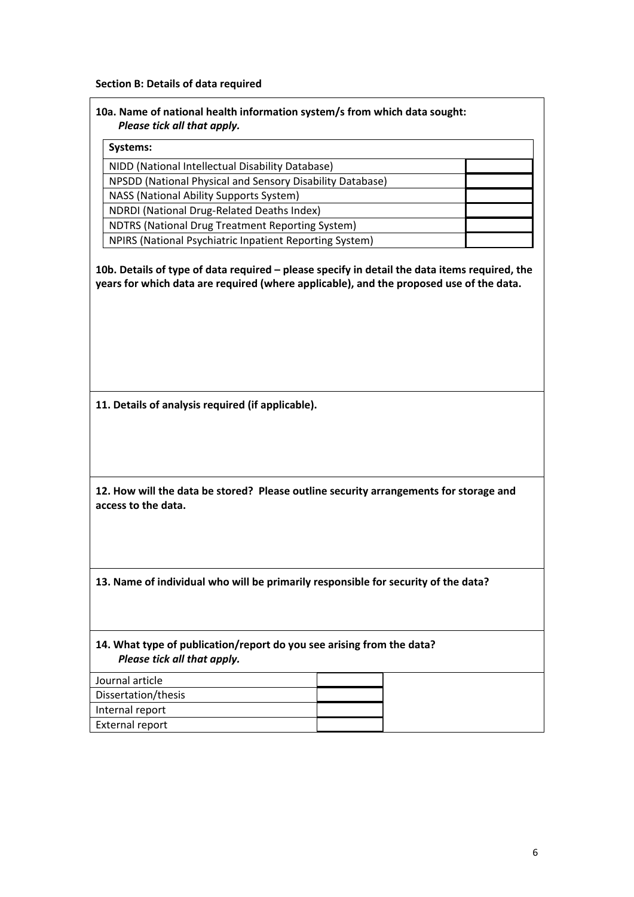**Section B: Details of data required**

**10a. Name of national health information system/s from which data sought:**
***Please tick all that apply.***

| Systems: | |
|---|---|
| NIDD (National Intellectual Disability Database) | |
| NPSDD (National Physical and Sensory Disability Database) | |
| NASS (National Ability Supports System) | |
| NDRDI (National Drug-Related Deaths Index) | |
| NDTRS (National Drug Treatment Reporting System) | |
| NPIRS (National Psychiatric Inpatient Reporting System) | |

**10b. Details of type of data required – please specify in detail the data items required, the years for which data are required (where applicable), and the proposed use of the data.**

**11. Details of analysis required (if applicable).**

**12. How will the data be stored? Please outline security arrangements for storage and access to the data.**

**13. Name of individual who will be primarily responsible for security of the data?**

**14. What type of publication/report do you see arising from the data?**
***Please tick all that apply.***

| Publication type | |
|---|---|
| Journal article | |
| Dissertation/thesis | |
| Internal report | |
| External report | |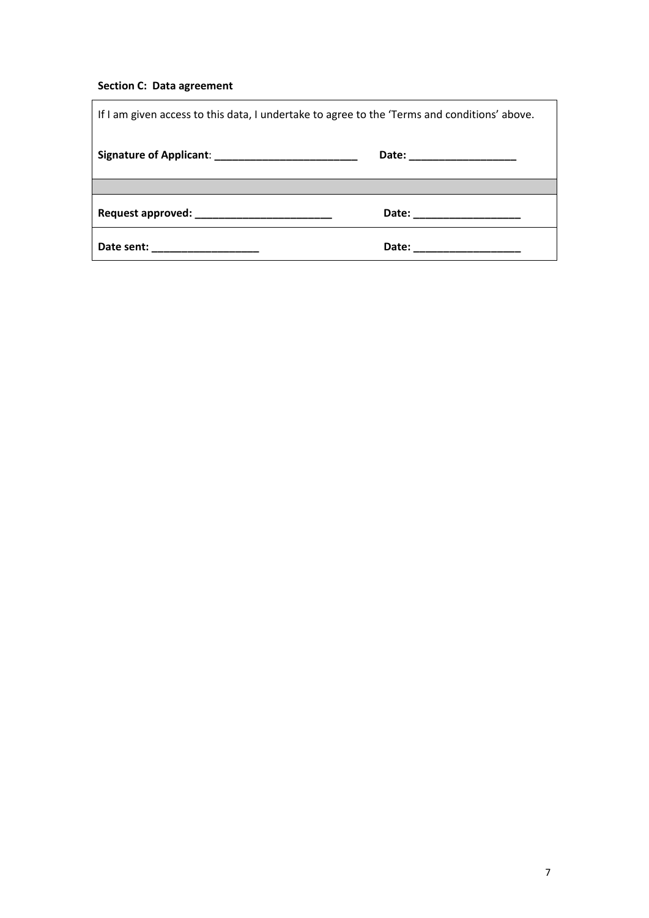**Section C: Data agreement**

| | |
|---|---|
| If I am given access to this data, I undertake to agree to the 'Terms and conditions' above. | |
| **Signature of Applicant**: ________________________ | **Date: __________________** |
| | |
| **Request approved: _______________________** | **Date: __________________** |
| **Date sent: __________________** | **Date: __________________** |